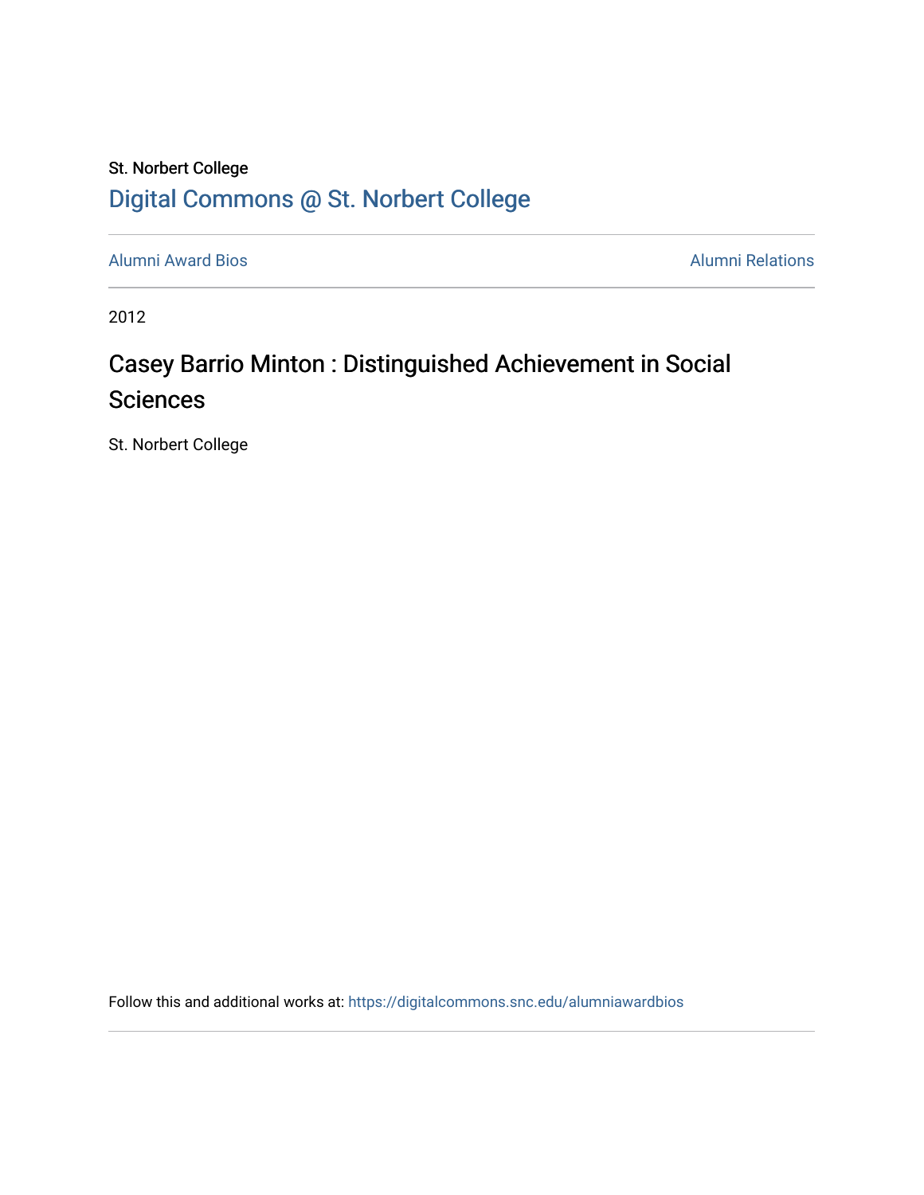St. Norbert College

Digital Commons @ St. Norbert College

Alumni Award Bios

Alumni Relations

2012

# Casey Barrio Minton : Distinguished Achievement in Social Sciences

St. Norbert College

Follow this and additional works at: https://digitalcommons.snc.edu/alumniawardbios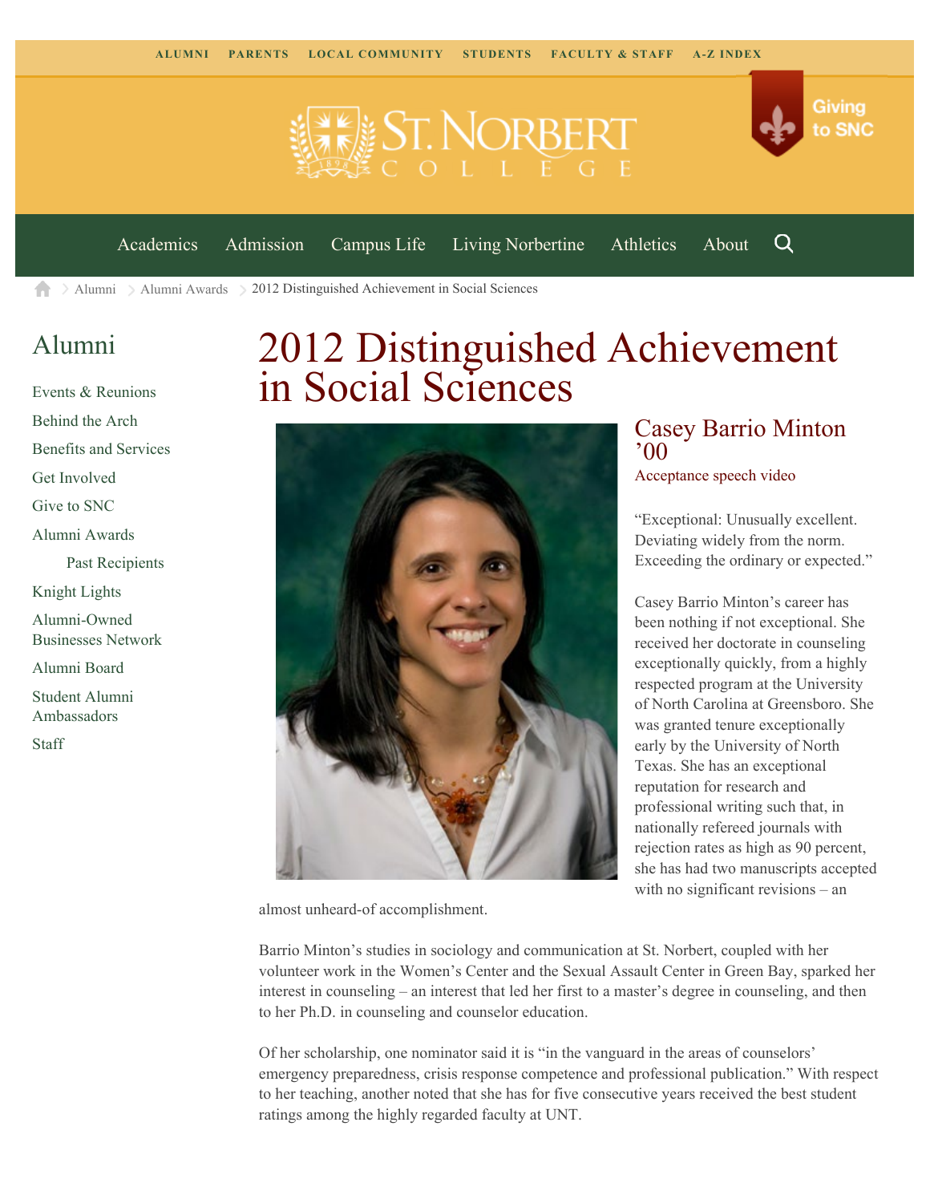ALUMNI PARENTS LOCAL COMMUNITY STUDENTS FACULTY & STAFF A-Z INDEX

Giving to SNC

Academics Admission Campus Life Living Norbertine Athletics About

Alumni > Alumni Awards > 2012 Distinguished Achievement in Social Sciences

## Alumni

- Events & Reunions
- Behind the Arch
- Benefits and Services
- Get Involved
- Give to SNC
- Alumni Awards
  - Past Recipients
- Knight Lights
- Alumni-Owned Businesses Network
- Alumni Board
- Student Alumni Ambassadors
- Staff

# 2012 Distinguished Achievement in Social Sciences

## Casey Barrio Minton ’00

Acceptance speech video

“Exceptional: Unusually excellent. Deviating widely from the norm. Exceeding the ordinary or expected.”

Casey Barrio Minton’s career has been nothing if not exceptional. She received her doctorate in counseling exceptionally quickly, from a highly respected program at the University of North Carolina at Greensboro. She was granted tenure exceptionally early by the University of North Texas. She has an exceptional reputation for research and professional writing such that, in nationally refereed journals with rejection rates as high as 90 percent, she has had two manuscripts accepted with no significant revisions – an almost unheard-of accomplishment.

Barrio Minton’s studies in sociology and communication at St. Norbert, coupled with her volunteer work in the Women’s Center and the Sexual Assault Center in Green Bay, sparked her interest in counseling – an interest that led her first to a master’s degree in counseling, and then to her Ph.D. in counseling and counselor education.

Of her scholarship, one nominator said it is “in the vanguard in the areas of counselors’ emergency preparedness, crisis response competence and professional publication.” With respect to her teaching, another noted that she has for five consecutive years received the best student ratings among the highly regarded faculty at UNT.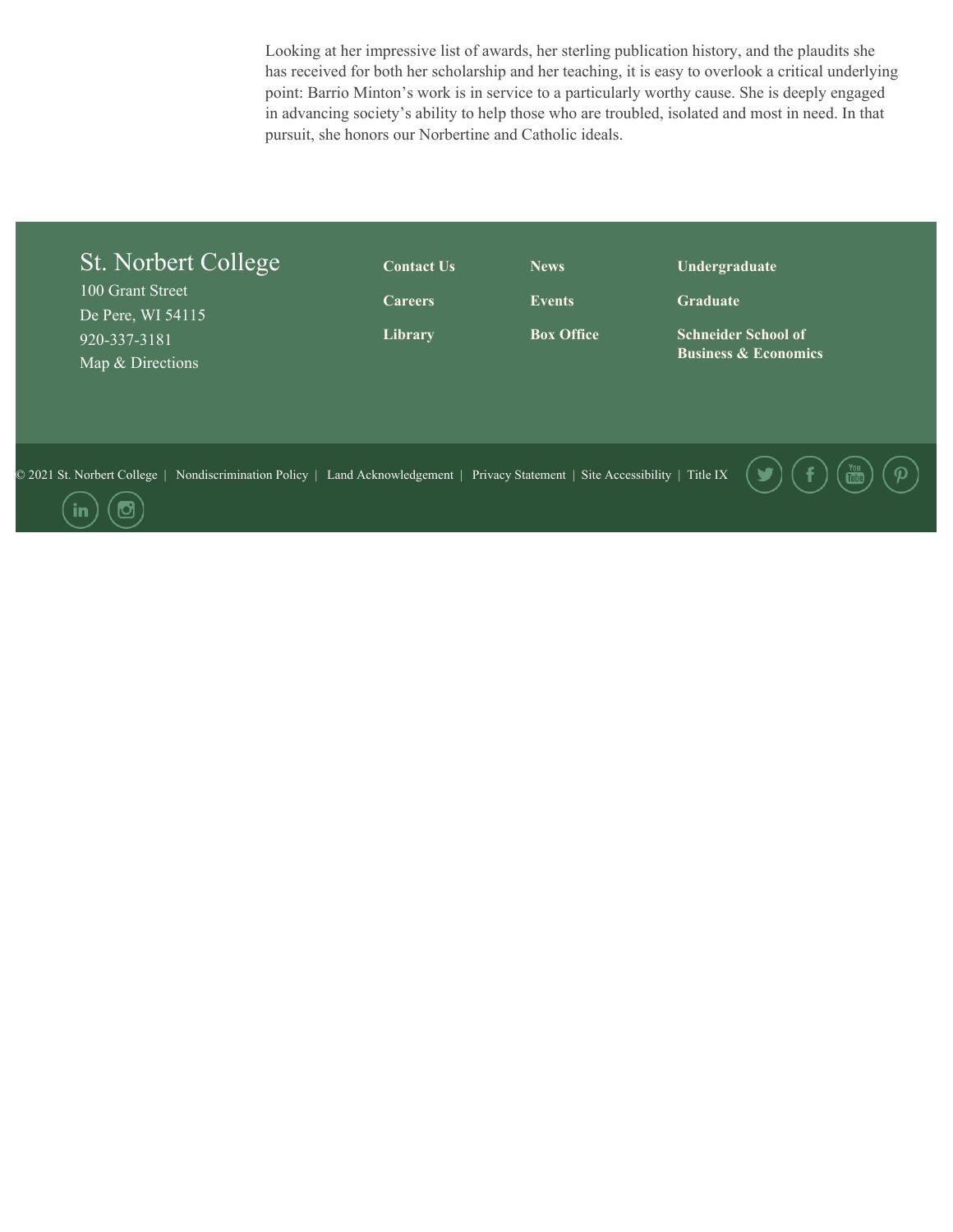Looking at her impressive list of awards, her sterling publication history, and the plaudits she has received for both her scholarship and her teaching, it is easy to overlook a critical underlying point: Barrio Minton's work is in service to a particularly worthy cause. She is deeply engaged in advancing society's ability to help those who are troubled, isolated and most in need. In that pursuit, she honors our Norbertine and Catholic ideals.

St. Norbert College
100 Grant Street
De Pere, WI 54115
920-337-3181
Map & Directions

**Contact Us**
**Careers**
**Library**
**News**
**Events**
**Box Office**
**Undergraduate**
**Graduate**
**Schneider School of Business & Economics**

© 2021 St. Norbert College | Nondiscrimination Policy | Land Acknowledgement | Privacy Statement | Site Accessibility | Title IX